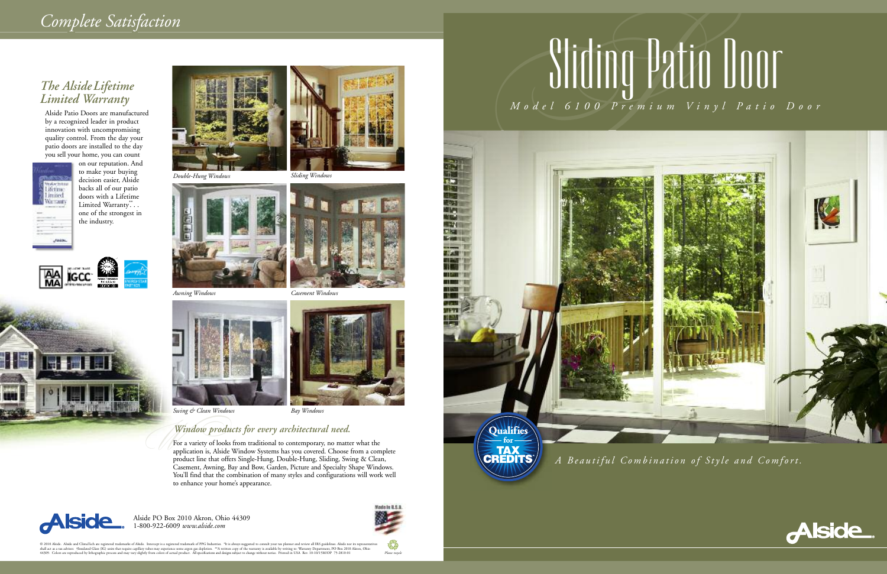# Complete Satisfaction

## The Alside Lifetime Limited Warranty

Alside Patio Doors are manufactured by a recognized leader in product innovation with uncompromising quality control. From the day your patio doors are installed to the day you sell your home, you can count on our reputation. And to make your buying decision easier, Alside backs all of our patio doors with a Lifetime Limited Warranty**. . . one of the strongest in the industry.

*Double-Hung Windows*

*Sliding Windows*

*Awning Windows*

*Casement Windows*

*Swing & Clean Windows*

*Bay Windows*

### *Window products for every architectural need.*

For a variety of looks from traditional to contemporary, no matter what the application is, Alside Window Systems has you covered. Choose from a complete product line that offers Single-Hung, Double-Hung, Sliding, Swing & Clean, Casement, Awning, Bay and Bow, Garden, Picture and Specialty Shape Windows. You'll find that the combination of many styles and configurations will work well to enhance your home's appearance.

Alside PO Box 2010 Akron, Ohio 44309
1-800-922-6009 *www.alside.com*

Made in U.S.A.

© 2010 Alside. Alside and ClimaTech are registered trademarks of Alside. Intercept is a registered trademark of PPG Industries. *It is always suggested to consult your tax planner and review all IRS guidelines. Alside nor its representatives shall act as a tax advisor. †Insulated Glass (IG) units that require capillary tubes may experience some argon gas depletion. **A written copy of the warranty is available by writing to: Warranty Department, PO Box 2010 Akron, Ohio 44309. Colors are reproduced by lithographic process and may vary slightly from colors of actual product. All specifications and designs subject to change without notice. Printed in USA Rev. 10-10/15M/OP 75-2810-01

*Please recycle*

# Sliding Patio Door

*Model 6100 Premium Vinyl Patio Door*

Qualifies for TAX CREDITS*

*A Beautiful Combination of Style and Comfort.*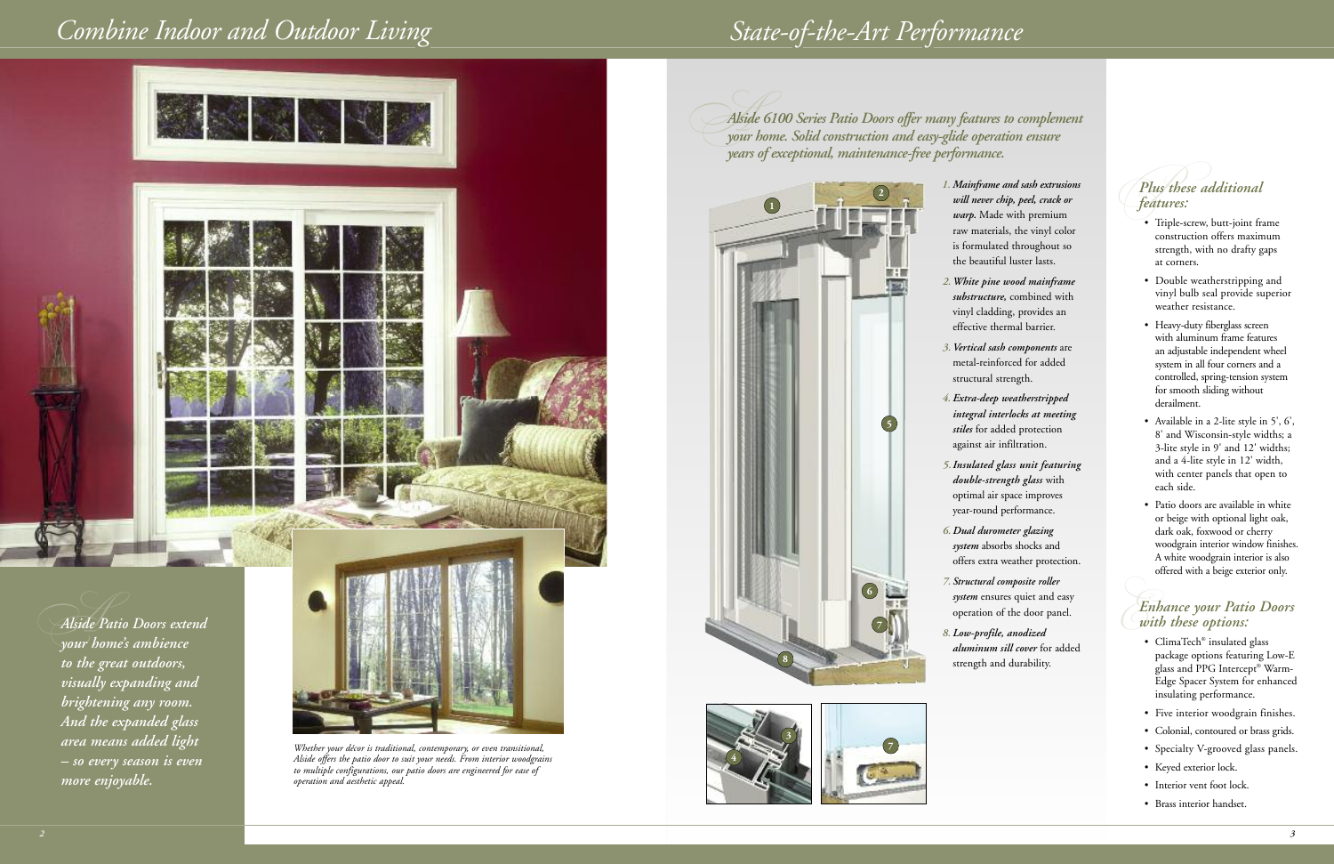# Combine Indoor and Outdoor Living

*Alside Patio Doors extend your home's ambience to the great outdoors, visually expanding and brightening any room. And the expanded glass area means added light – so every season is even more enjoyable.*

*Whether your décor is traditional, contemporary, or even transitional, Alside offers the patio door to suit your needs. From interior woodgrains to multiple configurations, our patio doors are engineered for ease of operation and aesthetic appeal.*

# State-of-the-Art Performance

*Alside 6100 Series Patio Doors offer many features to complement your home. Solid construction and easy-glide operation ensure years of exceptional, maintenance-free performance.*

1. ***Mainframe and sash extrusions will never chip, peel, crack or warp.*** Made with premium raw materials, the vinyl color is formulated throughout so the beautiful luster lasts.
2. ***White pine wood mainframe substructure,*** combined with vinyl cladding, provides an effective thermal barrier.
3. ***Vertical sash components*** are metal-reinforced for added structural strength.
4. ***Extra-deep weatherstripped integral interlocks at meeting stiles*** for added protection against air infiltration.
5. ***Insulated glass unit featuring double-strength glass*** with optimal air space improves year-round performance.
6. ***Dual durometer glazing system*** absorbs shocks and offers extra weather protection.
7. ***Structural composite roller system*** ensures quiet and easy operation of the door panel.
8. ***Low-profile, anodized aluminum sill cover*** for added strength and durability.

## *Plus these additional features:*

- Triple-screw, butt-joint frame construction offers maximum strength, with no drafty gaps at corners.
- Double weatherstripping and vinyl bulb seal provide superior weather resistance.
- Heavy-duty fiberglass screen with aluminum frame features an adjustable independent wheel system in all four corners and a controlled, spring-tension system for smooth sliding without derailment.
- Available in a 2-lite style in 5', 6', 8' and Wisconsin-style widths; a 3-lite style in 9' and 12' widths; and a 4-lite style in 12' width, with center panels that open to each side.
- Patio doors are available in white or beige with optional light oak, dark oak, foxwood or cherry woodgrain interior window finishes. A white woodgrain interior is also offered with a beige exterior only.

## *Enhance your Patio Doors with these options:*

- ClimaTech® insulated glass package options featuring Low-E glass and PPG Intercept® Warm-Edge Spacer System for enhanced insulating performance.
- Five interior woodgrain finishes.
- Colonial, contoured or brass grids.
- Specialty V-grooved glass panels.
- Keyed exterior lock.
- Interior vent foot lock.
- Brass interior handset.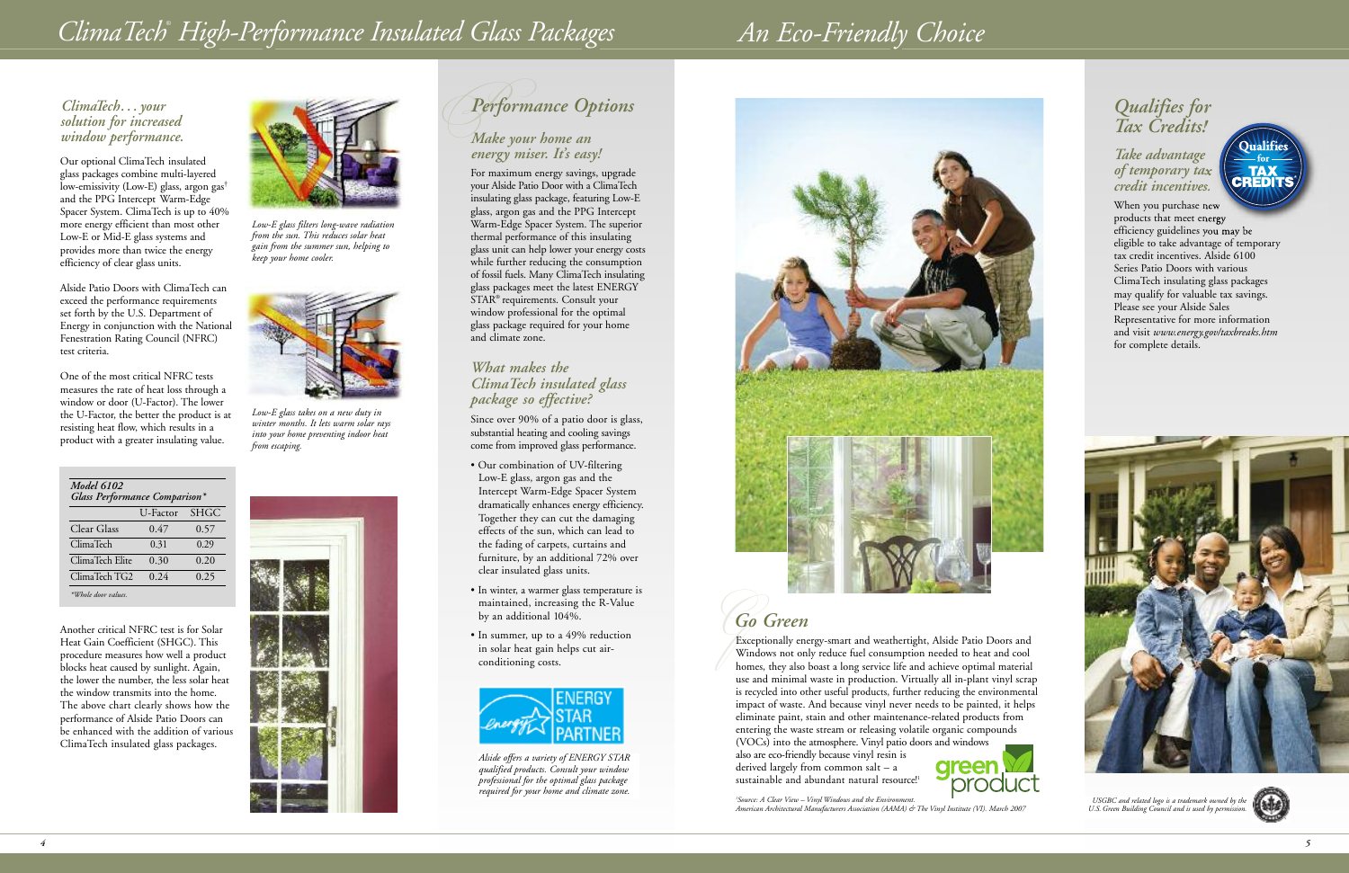# ClimaTech® High-Performance Insulated Glass Packages

### *ClimaTech... your solution for increased window performance.*

Our optional ClimaTech insulated glass packages combine multi-layered low-emissivity (Low-E) glass, argon gas[†] and the PPG Intercept Warm-Edge Spacer System. ClimaTech is up to 40% more energy efficient than most other Low-E or Mid-E glass systems and provides more than twice the energy efficiency of clear glass units.

Alside Patio Doors with ClimaTech can exceed the performance requirements set forth by the U.S. Department of Energy in conjunction with the National Fenestration Rating Council (NFRC) test criteria.

One of the most critical NFRC tests measures the rate of heat loss through a window or door (U-Factor). The lower the U-Factor, the better the product is at resisting heat flow, which results in a product with a greater insulating value.

*Low-E glass filters long-wave radiation from the sun. This reduces solar heat gain from the summer sun, helping to keep your home cooler.*

*Low-E glass takes on a new duty in winter months. It lets warm solar rays into your home preventing indoor heat from escaping.*

***Model 6102 Glass Performance Comparison****

| | U-Factor | SHGC |
|---|---|---|
| Clear Glass | 0.47 | 0.57 |
| ClimaTech | 0.31 | 0.29 |
| ClimaTech Elite | 0.30 | 0.20 |
| ClimaTech TG2 | 0.24 | 0.25 |

*\*Whole door values.*

Another critical NFRC test is for Solar Heat Gain Coefficient (SHGC). This procedure measures how well a product blocks heat caused by sunlight. Again, the lower the number, the less solar heat the window transmits into the home. The above chart clearly shows how the performance of Alside Patio Doors can be enhanced with the addition of various ClimaTech insulated glass packages.

## *Performance Options*

### *Make your home an energy miser. It's easy!*

For maximum energy savings, upgrade your Alside Patio Door with a ClimaTech insulating glass package, featuring Low-E glass, argon gas and the PPG Intercept Warm-Edge Spacer System. The superior thermal performance of this insulating glass unit can help lower your energy costs while further reducing the consumption of fossil fuels. Many ClimaTech insulating glass packages meet the latest ENERGY STAR® requirements. Consult your window professional for the optimal glass package required for your home and climate zone.

### *What makes the ClimaTech insulated glass package so effective?*

Since over 90% of a patio door is glass, substantial heating and cooling savings come from improved glass performance.

- Our combination of UV-filtering Low-E glass, argon gas and the Intercept Warm-Edge Spacer System dramatically enhances energy efficiency. Together they can cut the damaging effects of the sun, which can lead to the fading of carpets, curtains and furniture, by an additional 72% over clear insulated glass units.
- In winter, a warmer glass temperature is maintained, increasing the R-Value by an additional 104%.
- In summer, up to a 49% reduction in solar heat gain helps cut air-conditioning costs.

ENERGY STAR PARTNER

*Alside offers a variety of ENERGY STAR qualified products. Consult your window professional for the optimal glass package required for your home and climate zone.*

# An Eco-Friendly Choice

## *Go Green*

Exceptionally energy-smart and weathertight, Alside Patio Doors and Windows not only reduce fuel consumption needed to heat and cool homes, they also boast a long service life and achieve optimal material use and minimal waste in production. Virtually all in-plant vinyl scrap is recycled into other useful products, further reducing the environmental impact of waste. And because vinyl never needs to be painted, it helps eliminate paint, stain and other maintenance-related products from entering the waste stream or releasing volatile organic compounds (VOCs) into the atmosphere. Vinyl patio doors and windows also are eco-friendly because vinyl resin is derived largely from common salt – a sustainable and abundant natural resource![1]

green product

*[1]Source: A Clear View – Vinyl Windows and the Environment. American Architectural Manufacturers Association (AAMA) & The Vinyl Institute (VI). March 2007*

## *Qualifies for Tax Credits!*

### *Take advantage of temporary tax credit incentives.*

Qualifies for TAX CREDITS

When you purchase new products that meet energy efficiency guidelines you may be eligible to take advantage of temporary tax credit incentives. Alside 6100 Series Patio Doors with various ClimaTech insulating glass packages may qualify for valuable tax savings. Please see your Alside Sales Representative for more information and visit *www.energy.gov/taxbreaks.htm* for complete details.

*USGBC and related logo is a trademark owned by the U.S. Green Building Council and is used by permission.*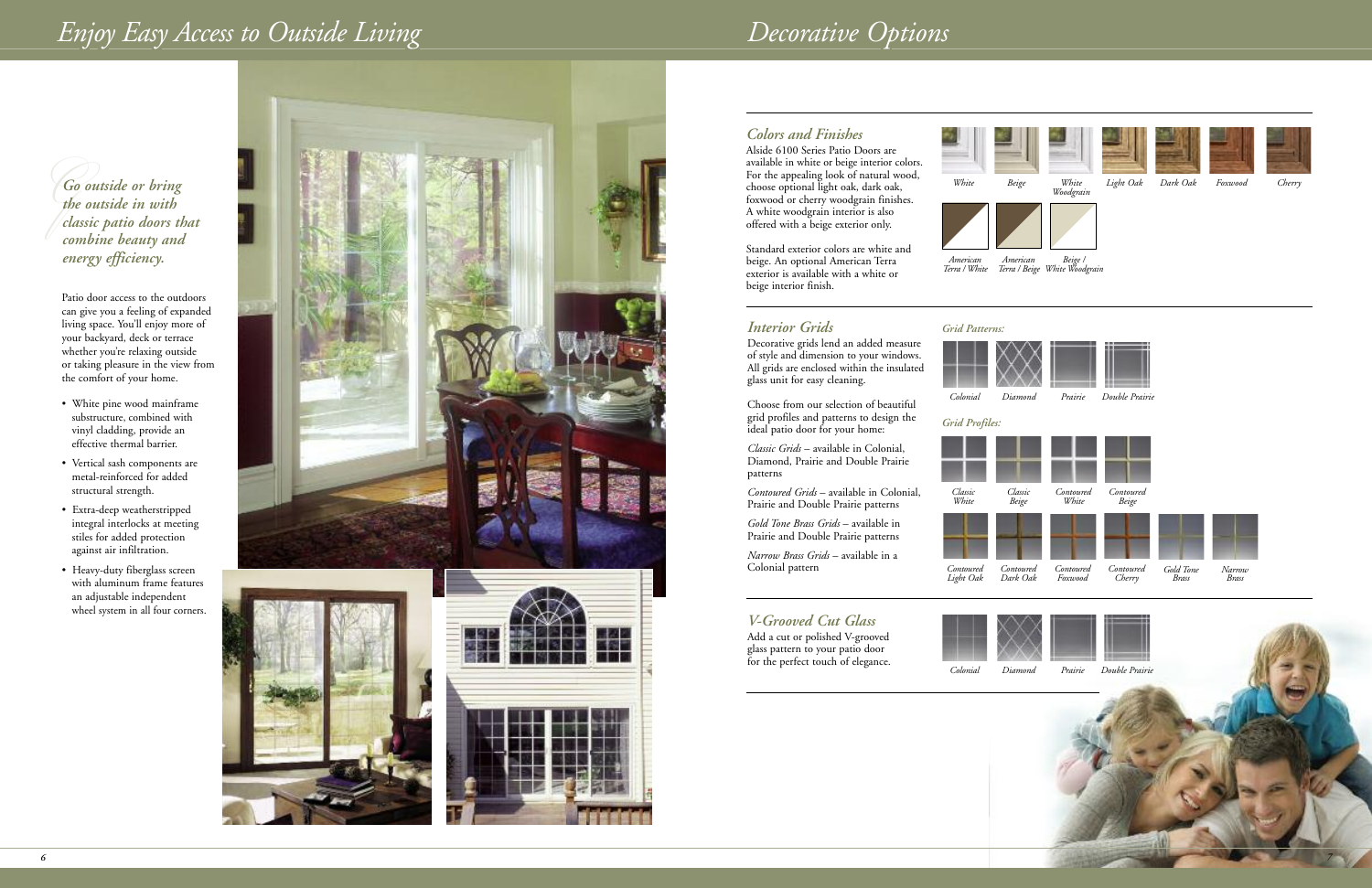# Enjoy Easy Access to Outside Living

*Go outside or bring the outside in with classic patio doors that combine beauty and energy efficiency.*

Patio door access to the outdoors can give you a feeling of expanded living space. You'll enjoy more of your backyard, deck or terrace whether you're relaxing outside or taking pleasure in the view from the comfort of your home.

- White pine wood mainframe substructure, combined with vinyl cladding, provide an effective thermal barrier.
- Vertical sash components are metal-reinforced for added structural strength.
- Extra-deep weatherstripped integral interlocks at meeting stiles for added protection against air infiltration.
- Heavy-duty fiberglass screen with aluminum frame features an adjustable independent wheel system in all four corners.

# Decorative Options

## Colors and Finishes

Alside 6100 Series Patio Doors are available in white or beige interior colors. For the appealing look of natural wood, choose optional light oak, dark oak, foxwood or cherry woodgrain finishes. A white woodgrain interior is also offered with a beige exterior only.

Standard exterior colors are white and beige. An optional American Terra exterior is available with a white or beige interior finish.

*White* *Beige* *White Woodgrain* *Light Oak* *Dark Oak* *Foxwood* *Cherry*

*American Terra / White* *American Terra / Beige* *Beige / White Woodgrain*

## Interior Grids

Decorative grids lend an added measure of style and dimension to your windows. All grids are enclosed within the insulated glass unit for easy cleaning.

Choose from our selection of beautiful grid profiles and patterns to design the ideal patio door for your home:

*Classic Grids* – available in Colonial, Diamond, Prairie and Double Prairie patterns

*Contoured Grids* – available in Colonial, Prairie and Double Prairie patterns

*Gold Tone Brass Grids* – available in Prairie and Double Prairie patterns

*Narrow Brass Grids* – available in a Colonial pattern

*Grid Patterns:*

*Colonial* *Diamond* *Prairie* *Double Prairie*

*Grid Profiles:*

*Classic White* *Classic Beige* *Contoured White* *Contoured Beige*

*Contoured Light Oak* *Contoured Dark Oak* *Contoured Foxwood* *Contoured Cherry* *Gold Tone Brass* *Narrow Brass*

## V-Grooved Cut Glass

Add a cut or polished V-grooved glass pattern to your patio door for the perfect touch of elegance.

*Colonial* *Diamond* *Prairie* *Double Prairie*